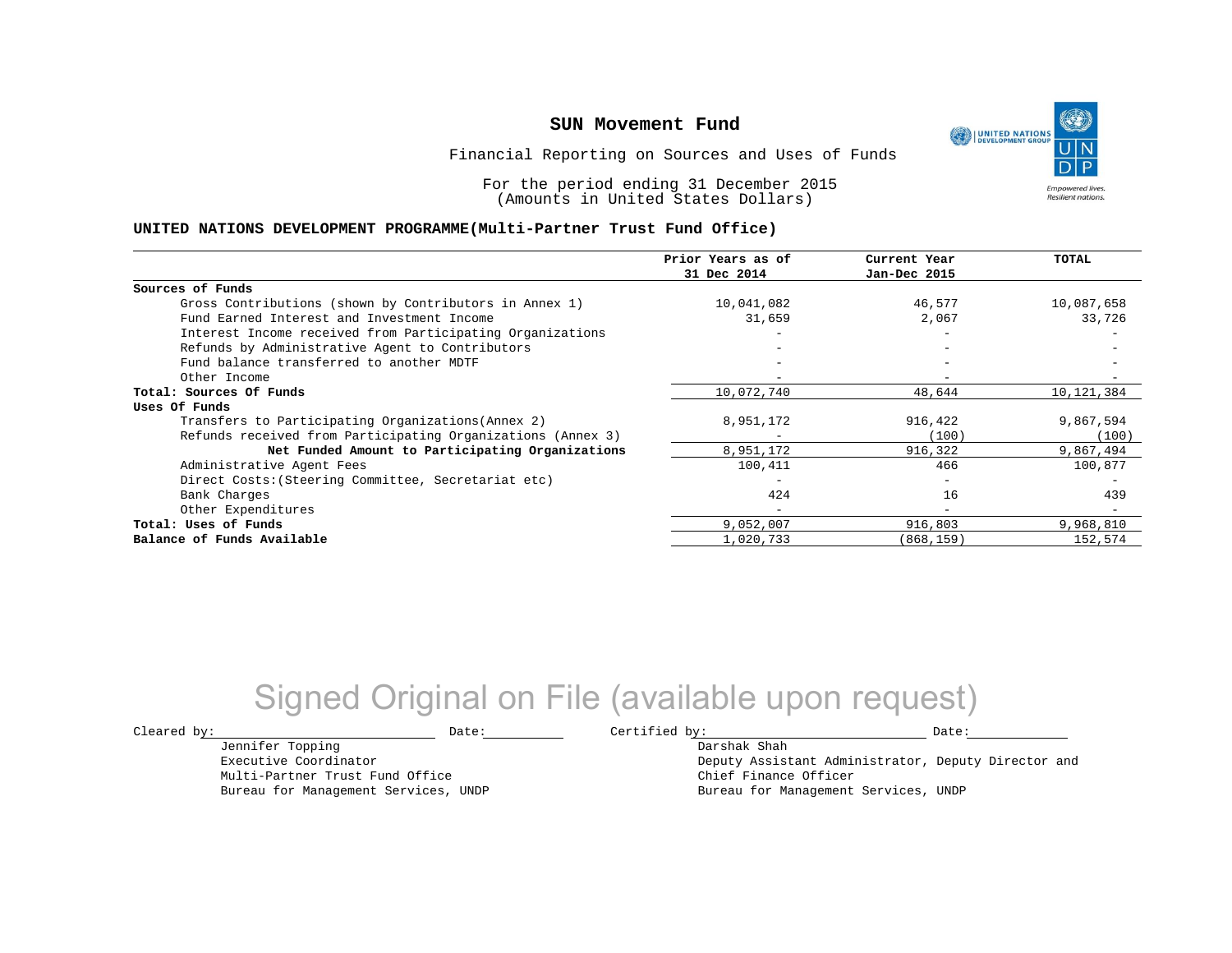# SUN Movement Fund

Financial Reporting on Sources and Uses of Funds

For the period ending 31 December 2015
(Amounts in United States Dollars)

### UNITED NATIONS DEVELOPMENT PROGRAMME(Multi-Partner Trust Fund Office)

| | Prior Years as of 31 Dec 2014 | Current Year Jan-Dec 2015 | TOTAL |
|---|---|---|---|
| **Sources of Funds** | | | |
| Gross Contributions (shown by Contributors in Annex 1) | 10,041,082 | 46,577 | 10,087,658 |
| Fund Earned Interest and Investment Income | 31,659 | 2,067 | 33,726 |
| Interest Income received from Participating Organizations | - | - | - |
| Refunds by Administrative Agent to Contributors | - | - | - |
| Fund balance transferred to another MDTF | - | - | - |
| Other Income | - | - | - |
| **Total: Sources Of Funds** | 10,072,740 | 48,644 | 10,121,384 |
| **Uses Of Funds** | | | |
| Transfers to Participating Organizations(Annex 2) | 8,951,172 | 916,422 | 9,867,594 |
| Refunds received from Participating Organizations (Annex 3) | - | (100) | (100) |
| **Net Funded Amount to Participating Organizations** | 8,951,172 | 916,322 | 9,867,494 |
| Administrative Agent Fees | 100,411 | 466 | 100,877 |
| Direct Costs:(Steering Committee, Secretariat etc) | - | - | - |
| Bank Charges | 424 | 16 | 439 |
| Other Expenditures | - | - | - |
| **Total: Uses of Funds** | 9,052,007 | 916,803 | 9,968,810 |
| **Balance of Funds Available** | 1,020,733 | (868,159) | 152,574 |

Signed Original on File (available upon request)

Cleared by: \_\_\_\_\_\_\_\_\_\_\_\_\_\_\_\_\_\_ Date: \_\_\_\_\_\_\_\_

Jennifer Topping
Executive Coordinator
Multi-Partner Trust Fund Office
Bureau for Management Services, UNDP

Certified by: \_\_\_\_\_\_\_\_\_\_\_\_\_\_\_\_\_\_ Date: \_\_\_\_\_\_\_\_

Darshak Shah
Deputy Assistant Administrator, Deputy Director and
Chief Finance Officer
Bureau for Management Services, UNDP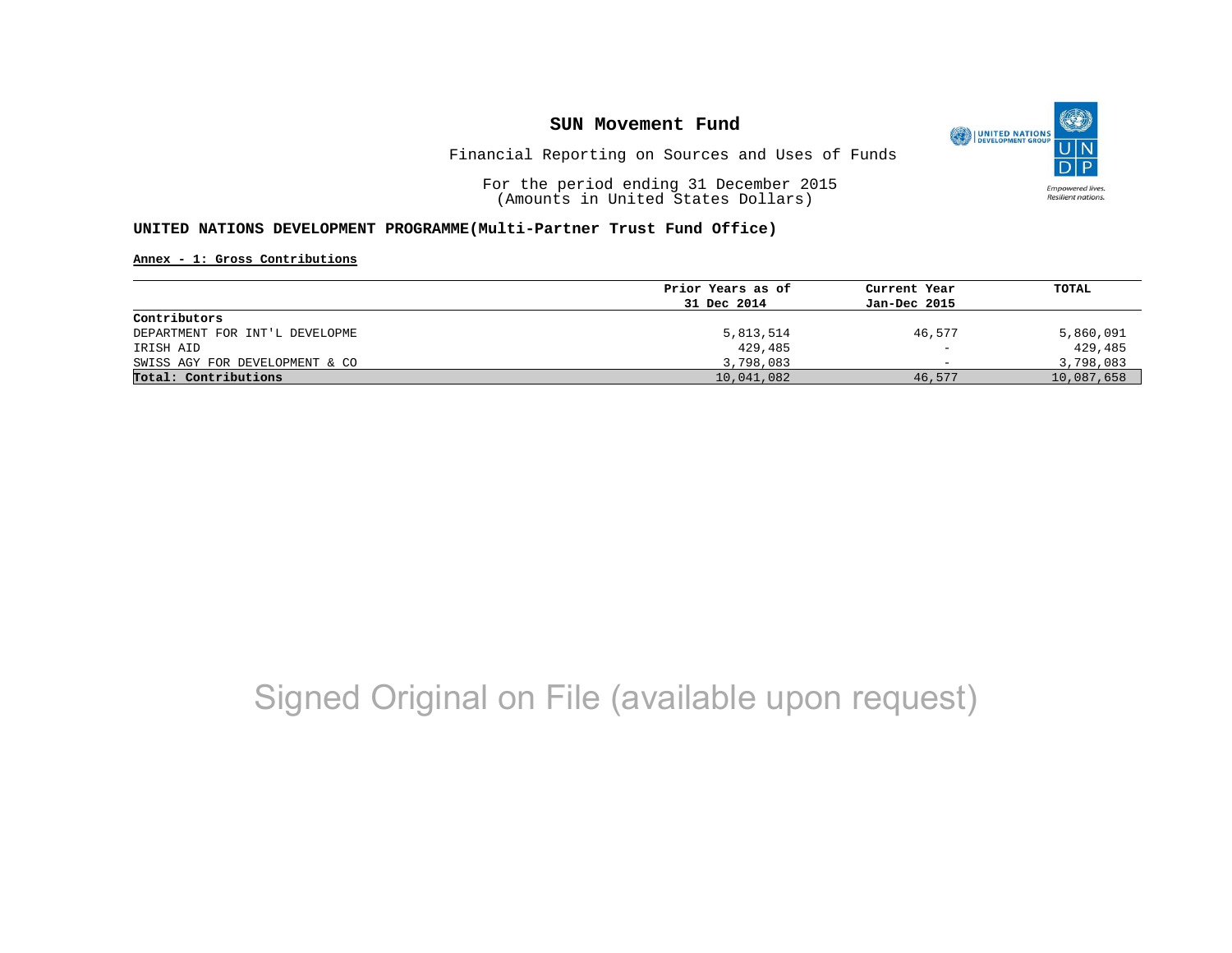# SUN Movement Fund

Financial Reporting on Sources and Uses of Funds

For the period ending 31 December 2015
(Amounts in United States Dollars)

**UNITED NATIONS DEVELOPMENT PROGRAMME(Multi-Partner Trust Fund Office)**

**Annex - 1: Gross Contributions**

| | Prior Years as of 31 Dec 2014 | Current Year Jan-Dec 2015 | TOTAL |
|---|---|---|---|
| **Contributors** | | | |
| DEPARTMENT FOR INT'L DEVELOPME | 5,813,514 | 46,577 | 5,860,091 |
| IRISH AID | 429,485 | - | 429,485 |
| SWISS AGY FOR DEVELOPMENT & CO | 3,798,083 | - | 3,798,083 |
| **Total: Contributions** | 10,041,082 | 46,577 | 10,087,658 |

Signed Original on File (available upon request)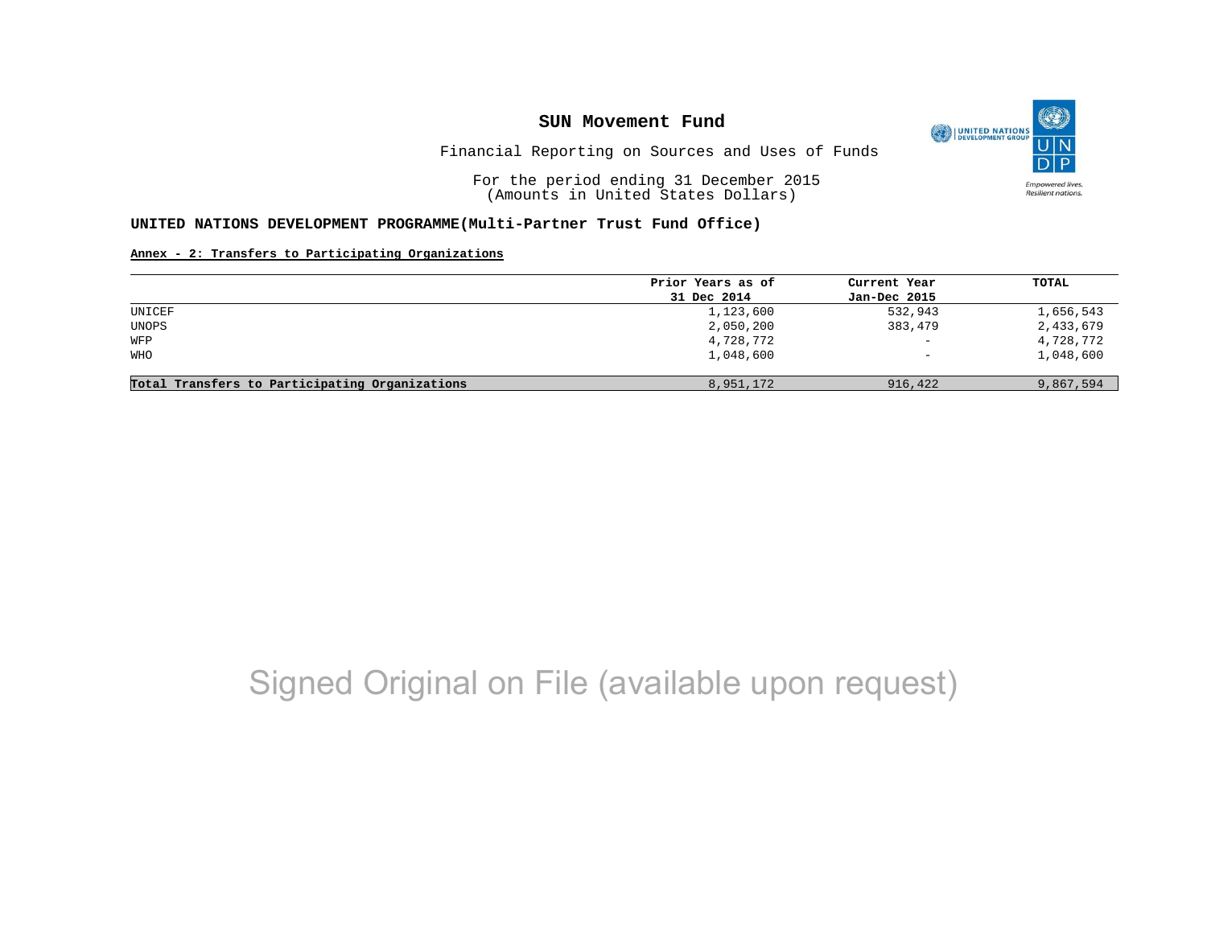# SUN Movement Fund

Financial Reporting on Sources and Uses of Funds

For the period ending 31 December 2015
(Amounts in United States Dollars)

**UNITED NATIONS DEVELOPMENT PROGRAMME(Multi-Partner Trust Fund Office)**

**Annex - 2: Transfers to Participating Organizations**

| | Prior Years as of 31 Dec 2014 | Current Year Jan-Dec 2015 | TOTAL |
|---|---|---|---|
| UNICEF | 1,123,600 | 532,943 | 1,656,543 |
| UNOPS | 2,050,200 | 383,479 | 2,433,679 |
| WFP | 4,728,772 | - | 4,728,772 |
| WHO | 1,048,600 | - | 1,048,600 |
| **Total Transfers to Participating Organizations** | 8,951,172 | 916,422 | 9,867,594 |

Signed Original on File (available upon request)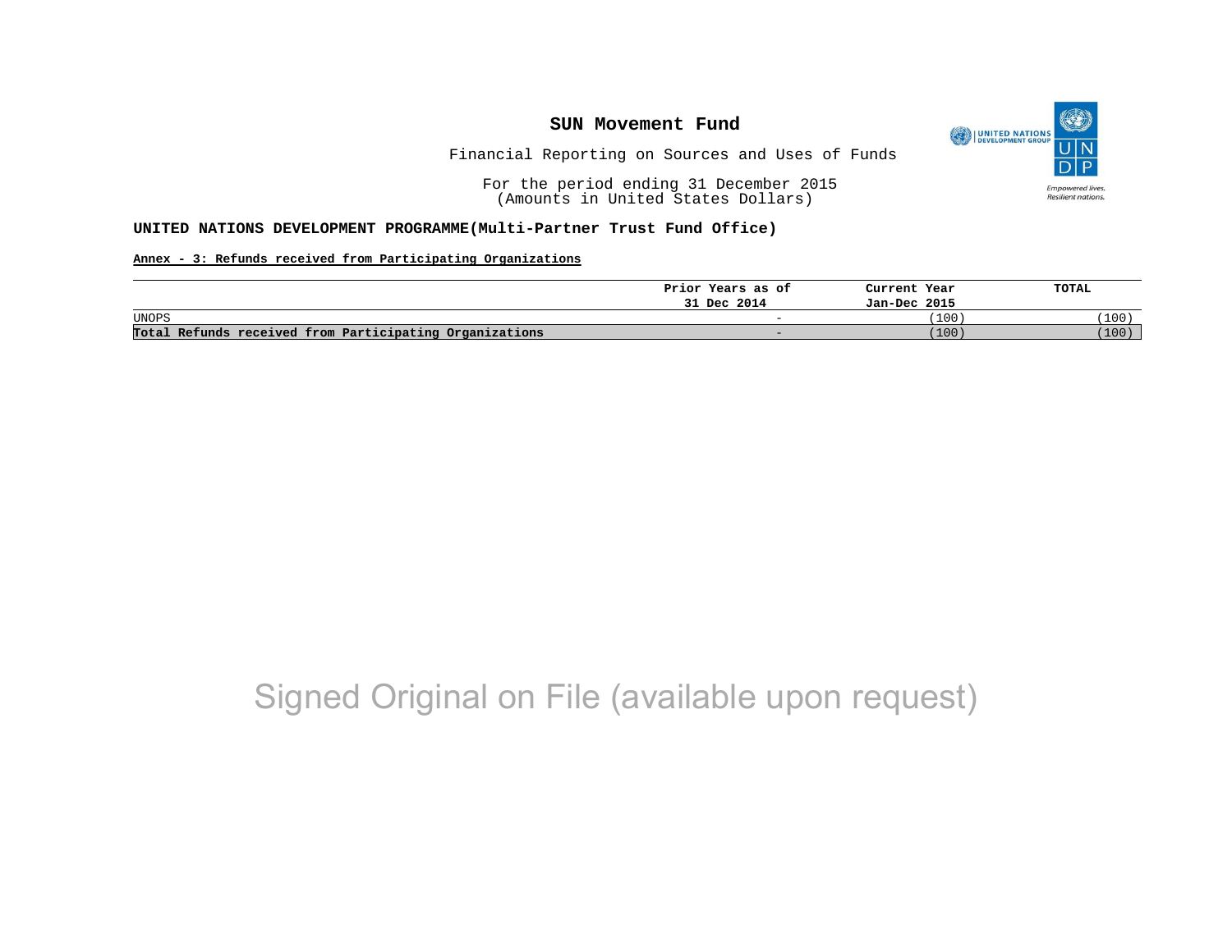## SUN Movement Fund

Financial Reporting on Sources and Uses of Funds

For the period ending 31 December 2015
(Amounts in United States Dollars)

**UNITED NATIONS DEVELOPMENT PROGRAMME(Multi-Partner Trust Fund Office)**

**Annex - 3: Refunds received from Participating Organizations**

| | Prior Years as of 31 Dec 2014 | Current Year Jan-Dec 2015 | TOTAL |
|---|---|---|---|
| UNOPS | - | (100) | (100) |
| **Total Refunds received from Participating Organizations** | - | (100) | (100) |

Signed Original on File (available upon request)